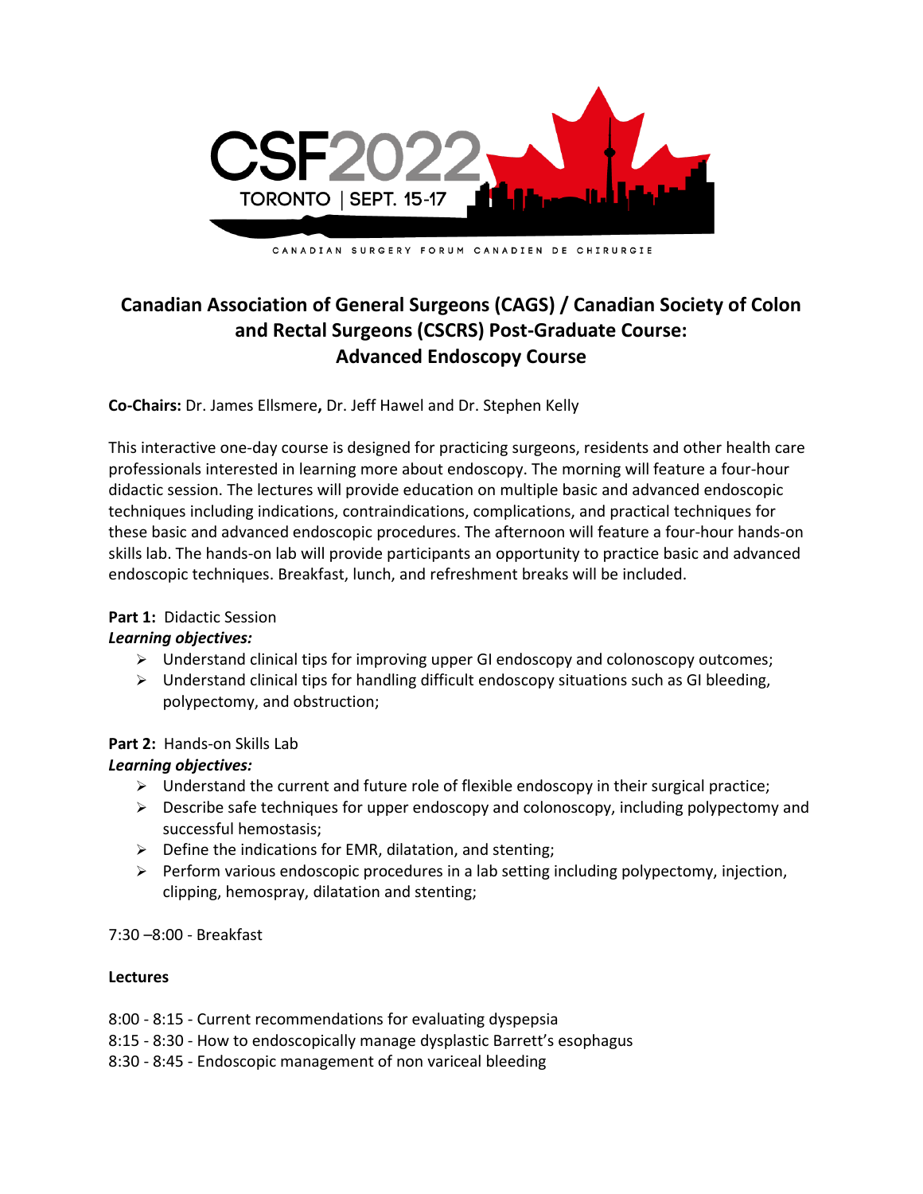CSF2022
TORONTO | SEPT. 15-17

CANADIAN SURGERY FORUM CANADIEN DE CHIRURGIE

# Canadian Association of General Surgeons (CAGS) / Canadian Society of Colon and Rectal Surgeons (CSCRS) Post-Graduate Course: Advanced Endoscopy Course

**Co-Chairs:** Dr. James Ellsmere**,** Dr. Jeff Hawel and Dr. Stephen Kelly

This interactive one-day course is designed for practicing surgeons, residents and other health care professionals interested in learning more about endoscopy. The morning will feature a four-hour didactic session. The lectures will provide education on multiple basic and advanced endoscopic techniques including indications, contraindications, complications, and practical techniques for these basic and advanced endoscopic procedures. The afternoon will feature a four-hour hands-on skills lab. The hands-on lab will provide participants an opportunity to practice basic and advanced endoscopic techniques. Breakfast, lunch, and refreshment breaks will be included.

**Part 1:** Didactic Session

***Learning objectives:***

- Understand clinical tips for improving upper GI endoscopy and colonoscopy outcomes;
- Understand clinical tips for handling difficult endoscopy situations such as GI bleeding, polypectomy, and obstruction;

**Part 2:** Hands-on Skills Lab

***Learning objectives:***

- Understand the current and future role of flexible endoscopy in their surgical practice;
- Describe safe techniques for upper endoscopy and colonoscopy, including polypectomy and successful hemostasis;
- Define the indications for EMR, dilatation, and stenting;
- Perform various endoscopic procedures in a lab setting including polypectomy, injection, clipping, hemospray, dilatation and stenting;

7:30 –8:00 - Breakfast

**Lectures**

8:00 - 8:15 - Current recommendations for evaluating dyspepsia
8:15 - 8:30 - How to endoscopically manage dysplastic Barrett's esophagus
8:30 - 8:45 - Endoscopic management of non variceal bleeding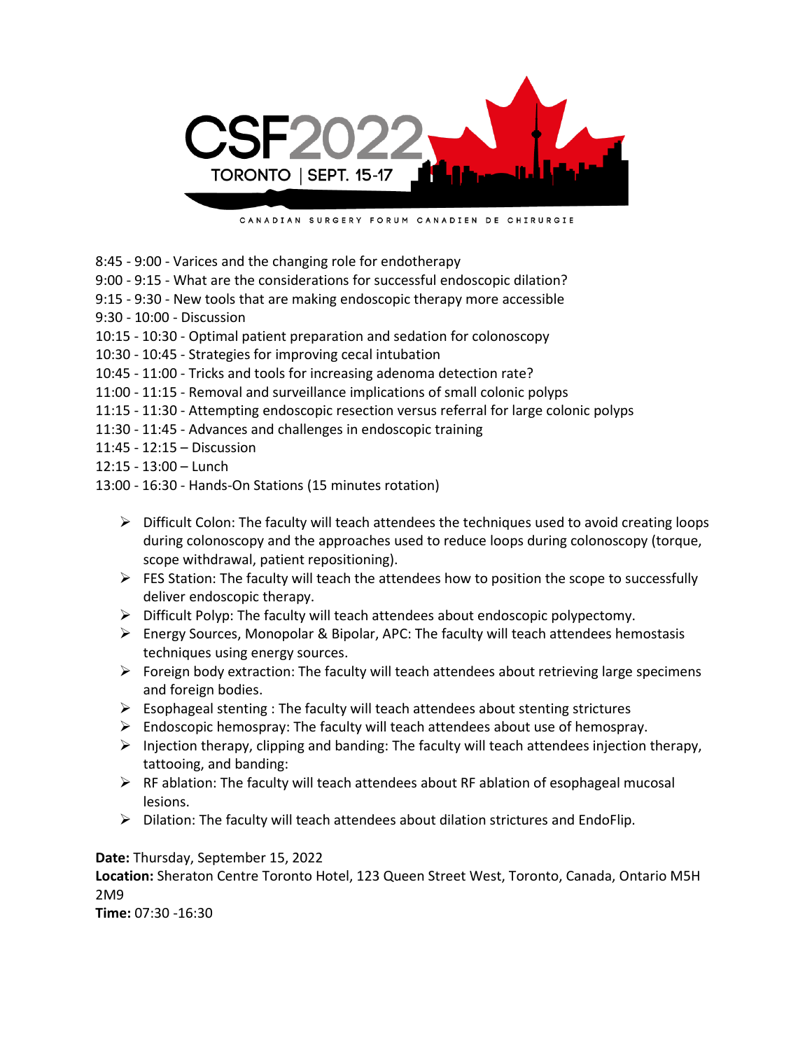8:45 - 9:00 - Varices and the changing role for endotherapy
9:00 - 9:15 - What are the considerations for successful endoscopic dilation?
9:15 - 9:30 - New tools that are making endoscopic therapy more accessible
9:30 - 10:00 - Discussion
10:15 - 10:30 - Optimal patient preparation and sedation for colonoscopy
10:30 - 10:45 - Strategies for improving cecal intubation
10:45 - 11:00 - Tricks and tools for increasing adenoma detection rate?
11:00 - 11:15 - Removal and surveillance implications of small colonic polyps
11:15 - 11:30 - Attempting endoscopic resection versus referral for large colonic polyps
11:30 - 11:45 - Advances and challenges in endoscopic training
11:45 - 12:15 – Discussion
12:15 - 13:00 – Lunch
13:00 - 16:30 - Hands-On Stations (15 minutes rotation)

- Difficult Colon: The faculty will teach attendees the techniques used to avoid creating loops during colonoscopy and the approaches used to reduce loops during colonoscopy (torque, scope withdrawal, patient repositioning).
- FES Station: The faculty will teach the attendees how to position the scope to successfully deliver endoscopic therapy.
- Difficult Polyp: The faculty will teach attendees about endoscopic polypectomy.
- Energy Sources, Monopolar & Bipolar, APC: The faculty will teach attendees hemostasis techniques using energy sources.
- Foreign body extraction: The faculty will teach attendees about retrieving large specimens and foreign bodies.
- Esophageal stenting : The faculty will teach attendees about stenting strictures
- Endoscopic hemospray: The faculty will teach attendees about use of hemospray.
- Injection therapy, clipping and banding: The faculty will teach attendees injection therapy, tattooing, and banding:
- RF ablation: The faculty will teach attendees about RF ablation of esophageal mucosal lesions.
- Dilation: The faculty will teach attendees about dilation strictures and EndoFlip.

**Date:** Thursday, September 15, 2022
**Location:** Sheraton Centre Toronto Hotel, 123 Queen Street West, Toronto, Canada, Ontario M5H 2M9
**Time:** 07:30 -16:30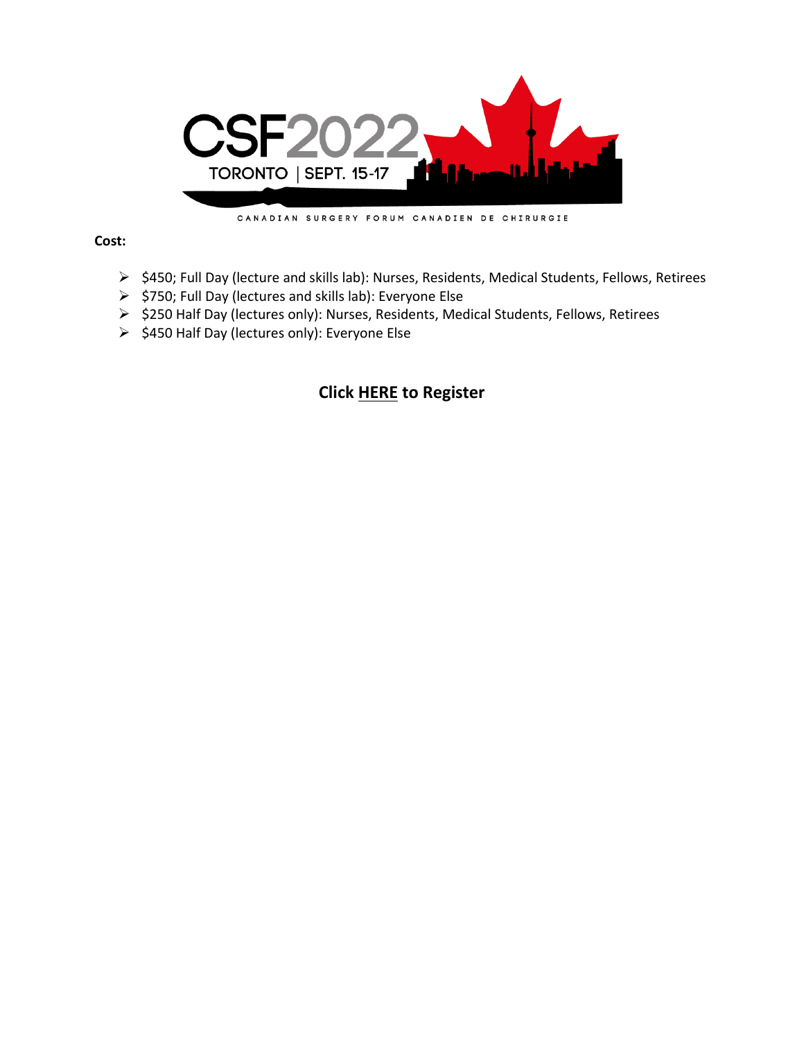CSF2022

TORONTO | SEPT. 15-17

CANADIAN SURGERY FORUM CANADIEN DE CHIRURGIE

**Cost:**

- $450; Full Day (lecture and skills lab): Nurses, Residents, Medical Students, Fellows, Retirees
- $750; Full Day (lectures and skills lab): Everyone Else
- $250 Half Day (lectures only): Nurses, Residents, Medical Students, Fellows, Retirees
- $450 Half Day (lectures only): Everyone Else

**Click HERE to Register**